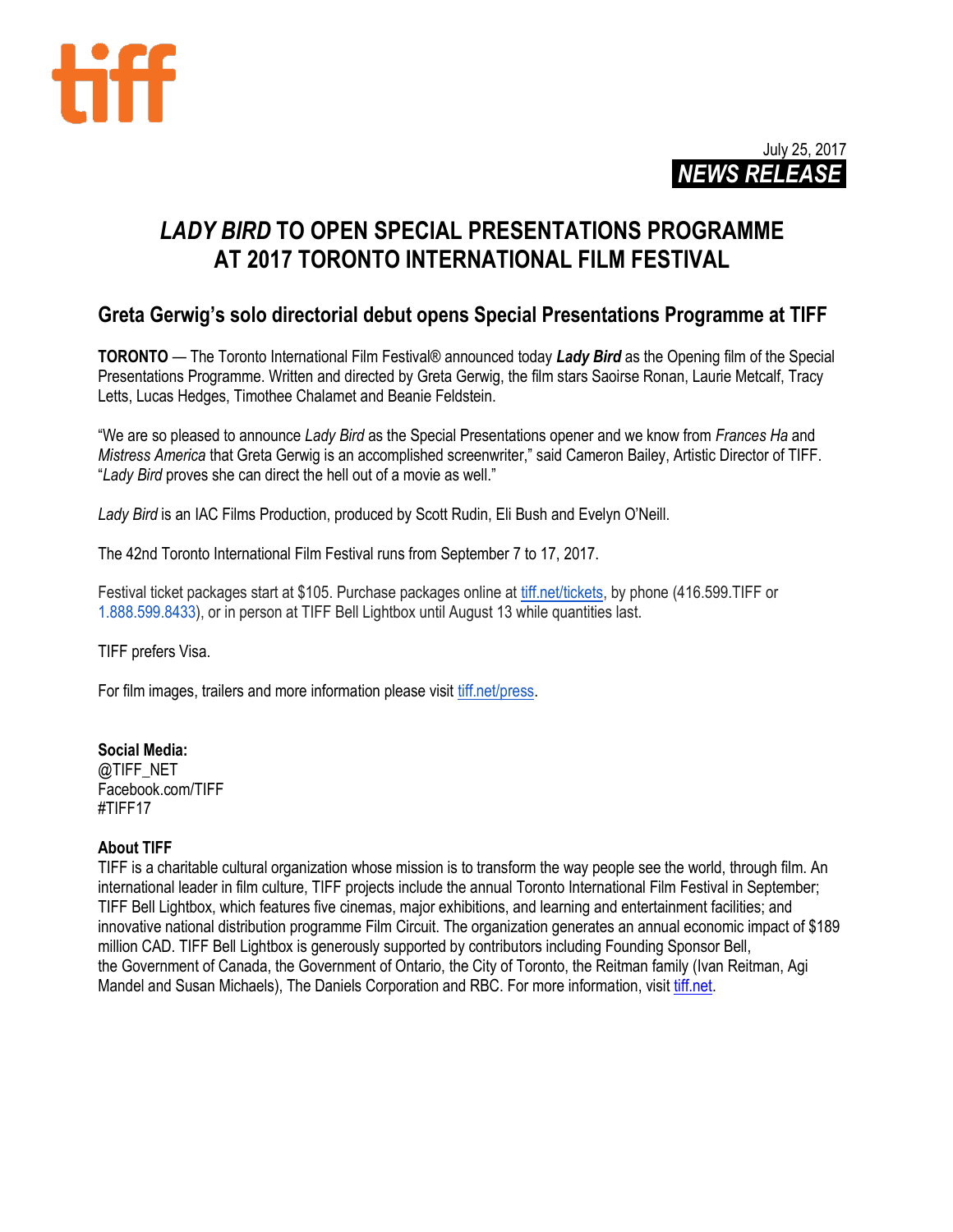tiff

July 25, 2017

**NEWS RELEASE**

# *LADY BIRD* TO OPEN SPECIAL PRESENTATIONS PROGRAMME AT 2017 TORONTO INTERNATIONAL FILM FESTIVAL

## Greta Gerwig's solo directorial debut opens Special Presentations Programme at TIFF

**TORONTO** — The Toronto International Film Festival® announced today ***Lady Bird*** as the Opening film of the Special Presentations Programme. Written and directed by Greta Gerwig, the film stars Saoirse Ronan, Laurie Metcalf, Tracy Letts, Lucas Hedges, Timothee Chalamet and Beanie Feldstein.

"We are so pleased to announce *Lady Bird* as the Special Presentations opener and we know from *Frances Ha* and *Mistress America* that Greta Gerwig is an accomplished screenwriter," said Cameron Bailey, Artistic Director of TIFF. "*Lady Bird* proves she can direct the hell out of a movie as well."

*Lady Bird* is an IAC Films Production, produced by Scott Rudin, Eli Bush and Evelyn O'Neill.

The 42nd Toronto International Film Festival runs from September 7 to 17, 2017.

Festival ticket packages start at $105. Purchase packages online at tiff.net/tickets, by phone (416.599.TIFF or 1.888.599.8433), or in person at TIFF Bell Lightbox until August 13 while quantities last.

TIFF prefers Visa.

For film images, trailers and more information please visit tiff.net/press.

**Social Media:**
@TIFF_NET
Facebook.com/TIFF
#TIFF17

**About TIFF**
TIFF is a charitable cultural organization whose mission is to transform the way people see the world, through film. An international leader in film culture, TIFF projects include the annual Toronto International Film Festival in September; TIFF Bell Lightbox, which features five cinemas, major exhibitions, and learning and entertainment facilities; and innovative national distribution programme Film Circuit. The organization generates an annual economic impact of $189 million CAD. TIFF Bell Lightbox is generously supported by contributors including Founding Sponsor Bell, the Government of Canada, the Government of Ontario, the City of Toronto, the Reitman family (Ivan Reitman, Agi Mandel and Susan Michaels), The Daniels Corporation and RBC. For more information, visit tiff.net.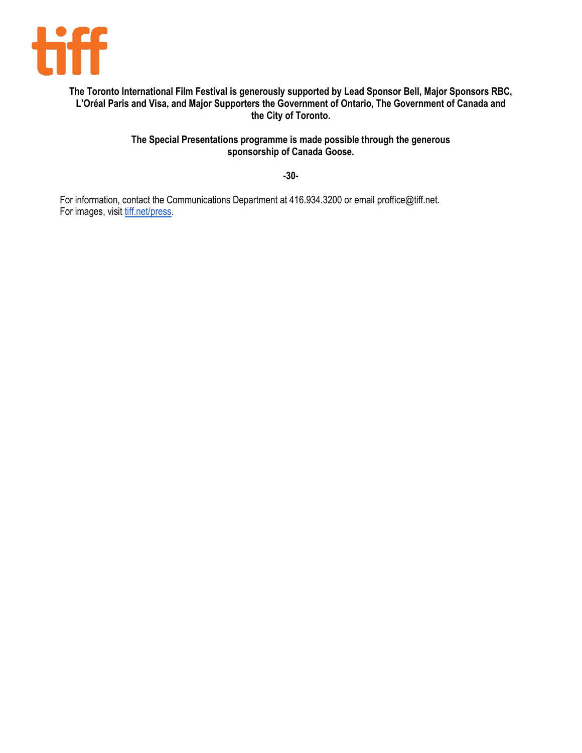**The Toronto International Film Festival is generously supported by Lead Sponsor Bell, Major Sponsors RBC, L'Oréal Paris and Visa, and Major Supporters the Government of Ontario, The Government of Canada and the City of Toronto.**

**The Special Presentations programme is made possible through the generous sponsorship of Canada Goose.**

**-30-**

For information, contact the Communications Department at 416.934.3200 or email proffice@tiff.net.
For images, visit tiff.net/press.